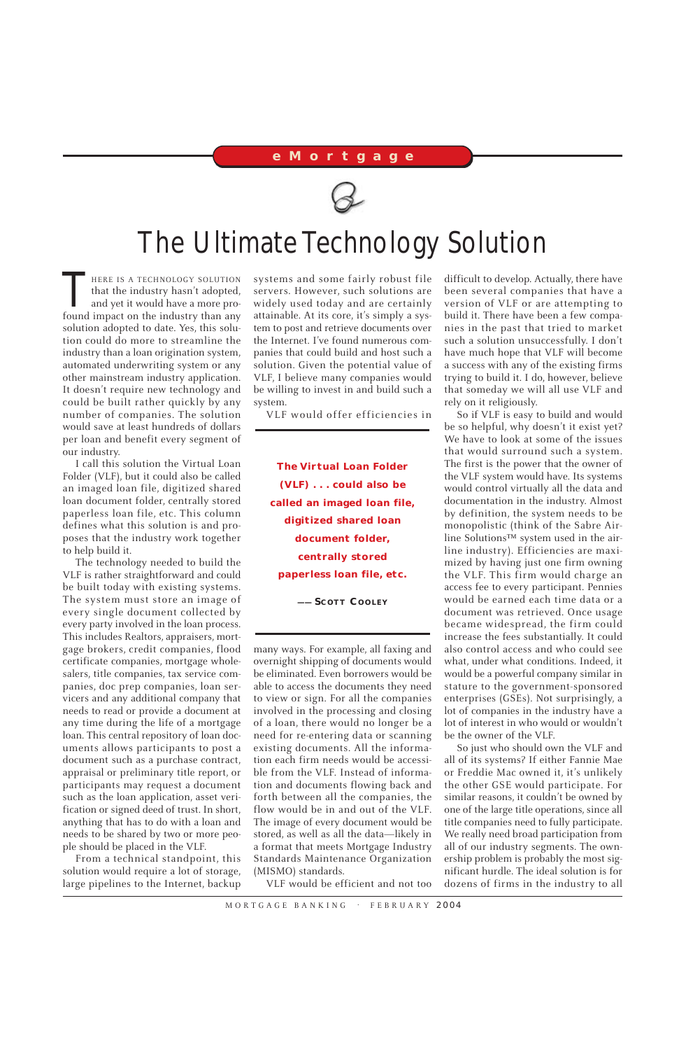eMortgage

# The Ultimate Technology Solution

There is a technology solution that the industry hasn't adopted, and yet it would have a more profound impact on the industry than any solution adopted to date. Yes, this solution could do more to streamline the industry than a loan origination system, automated underwriting system or any other mainstream industry application. It doesn't require new technology and could be built rather quickly by any number of companies. The solution would save at least hundreds of dollars per loan and benefit every segment of our industry.

I call this solution the Virtual Loan Folder (VLF), but it could also be called an imaged loan file, digitized shared loan document folder, centrally stored paperless loan file, etc. This column defines what this solution is and proposes that the industry work together to help build it.

The technology needed to build the VLF is rather straightforward and could be built today with existing systems. The system must store an image of every single document collected by every party involved in the loan process. This includes Realtors, appraisers, mortgage brokers, credit companies, flood certificate companies, mortgage wholesalers, title companies, tax service companies, doc prep companies, loan servicers and any additional company that needs to read or provide a document at any time during the life of a mortgage loan. This central repository of loan documents allows participants to post a document such as a purchase contract, appraisal or preliminary title report, or participants may request a document such as the loan application, asset verification or signed deed of trust. In short, anything that has to do with a loan and needs to be shared by two or more people should be placed in the VLF.

From a technical standpoint, this solution would require a lot of storage, large pipelines to the Internet, backup systems and some fairly robust file servers. However, such solutions are widely used today and are certainly attainable. At its core, it's simply a system to post and retrieve documents over the Internet. I've found numerous companies that could build and host such a solution. Given the potential value of VLF, I believe many companies would be willing to invest in and build such a system.

VLF would offer efficiencies in many ways. For example, all faxing and overnight shipping of documents would be eliminated. Even borrowers would be able to access the documents they need to view or sign. For all the companies involved in the processing and closing of a loan, there would no longer be a need for re-entering data or scanning existing documents. All the information each firm needs would be accessible from the VLF. Instead of information and documents flowing back and forth between all the companies, the flow would be in and out of the VLF. The image of every document would be stored, as well as all the data—likely in a format that meets Mortgage Industry Standards Maintenance Organization (MISMO) standards.

> **The Virtual Loan Folder (VLF) . . . could also be called an imaged loan file, digitized shared loan document folder, centrally stored paperless loan file, etc.**
>
> — Scott Cooley

VLF would be efficient and not too difficult to develop. Actually, there have been several companies that have a version of VLF or are attempting to build it. There have been a few companies in the past that tried to market such a solution unsuccessfully. I don't have much hope that VLF will become a success with any of the existing firms trying to build it. I do, however, believe that someday we will all use VLF and rely on it religiously.

So if VLF is easy to build and would be so helpful, why doesn't it exist yet? We have to look at some of the issues that would surround such a system. The first is the power that the owner of the VLF system would have. Its systems would control virtually all the data and documentation in the industry. Almost by definition, the system needs to be monopolistic (think of the Sabre Airline Solutions™ system used in the airline industry). Efficiencies are maximized by having just one firm owning the VLF. This firm would charge an access fee to every participant. Pennies would be earned each time data or a document was retrieved. Once usage became widespread, the firm could increase the fees substantially. It could also control access and who could see what, under what conditions. Indeed, it would be a powerful company similar in stature to the government-sponsored enterprises (GSEs). Not surprisingly, a lot of companies in the industry have a lot of interest in who would or wouldn't be the owner of the VLF.

So just who should own the VLF and all of its systems? If either Fannie Mae or Freddie Mac owned it, it's unlikely the other GSE would participate. For similar reasons, it couldn't be owned by one of the large title operations, since all title companies need to fully participate. We really need broad participation from all of our industry segments. The ownership problem is probably the most significant hurdle. The ideal solution is for dozens of firms in the industry to all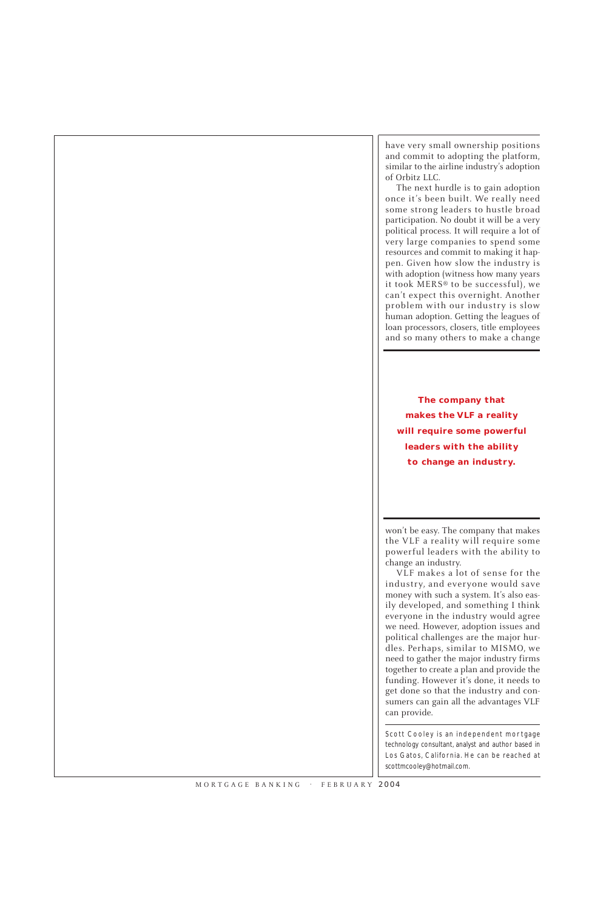have very small ownership positions and commit to adopting the platform, similar to the airline industry's adoption of Orbitz LLC.

The next hurdle is to gain adoption once it's been built. We really need some strong leaders to hustle broad participation. No doubt it will be a very political process. It will require a lot of very large companies to spend some resources and commit to making it happen. Given how slow the industry is with adoption (witness how many years it took MERS® to be successful), we can't expect this overnight. Another problem with our industry is slow human adoption. Getting the leagues of loan processors, closers, title employees and so many others to make a change won't be easy. The company that makes the VLF a reality will require some powerful leaders with the ability to change an industry.

**The company that makes the VLF a reality will require some powerful leaders with the ability to change an industry.**

VLF makes a lot of sense for the industry, and everyone would save money with such a system. It's also easily developed, and something I think everyone in the industry would agree we need. However, adoption issues and political challenges are the major hurdles. Perhaps, similar to MISMO, we need to gather the major industry firms together to create a plan and provide the funding. However it's done, it needs to get done so that the industry and consumers can gain all the advantages VLF can provide.

---

Scott Cooley is an independent mortgage technology consultant, analyst and author based in Los Gatos, California. He can be reached at scottmcooley@hotmail.com.